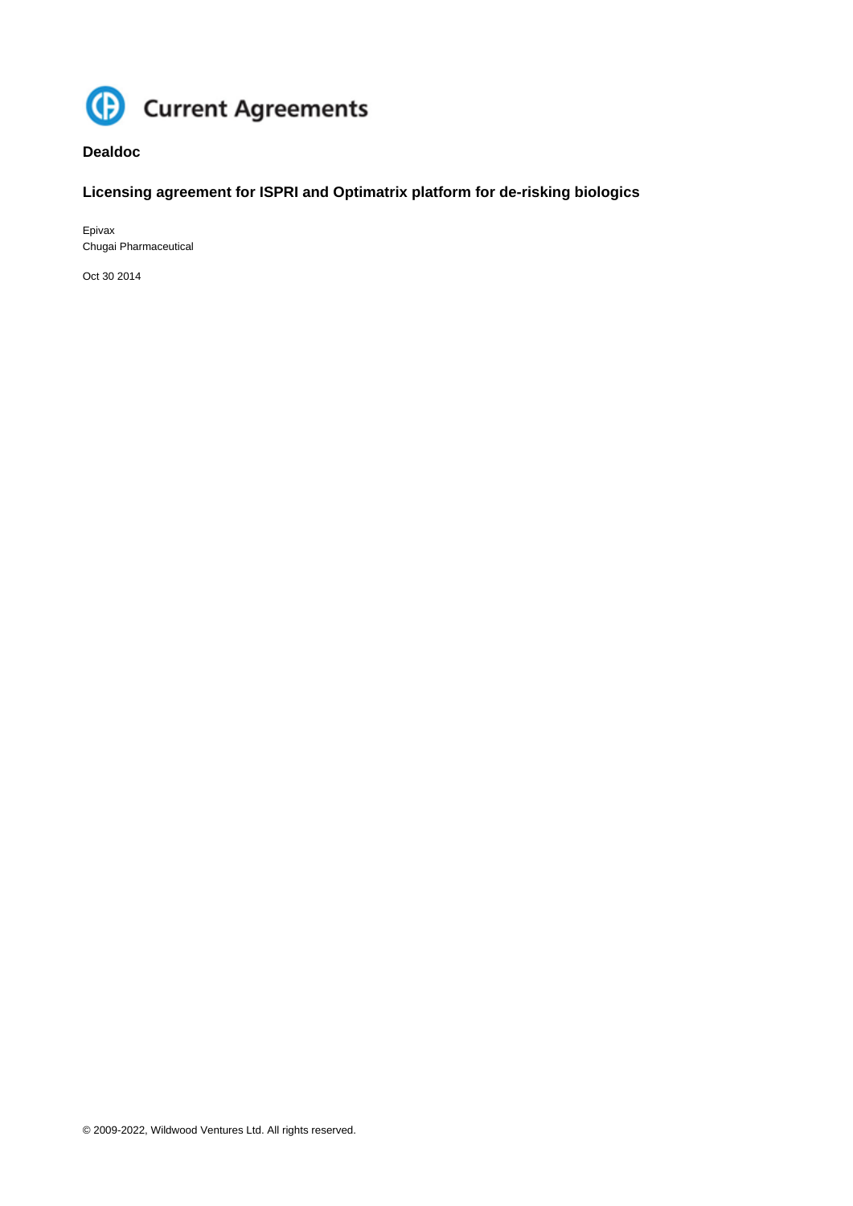Current Agreements

**Dealdoc**

## Licensing agreement for ISPRI and Optimatrix platform for de-risking biologics

Epivax
Chugai Pharmaceutical

Oct 30 2014

© 2009-2022, Wildwood Ventures Ltd. All rights reserved.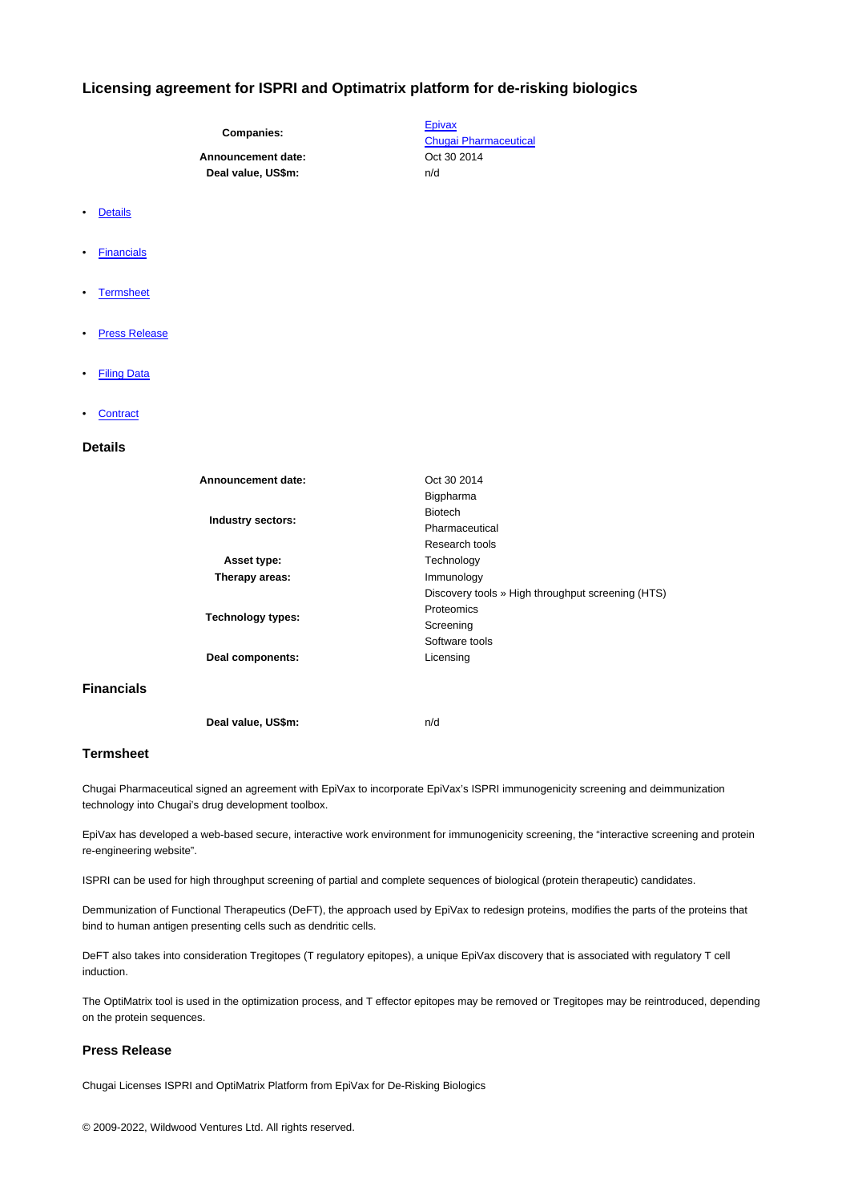## Licensing agreement for ISPRI and Optimatrix platform for de-risking biologics

| | |
|---|---|
| **Companies:** | Epivax<br>Chugai Pharmaceutical |
| **Announcement date:** | Oct 30 2014 |
| **Deal value, US$m:** | n/d |

- Details
- Financials
- Termsheet
- Press Release
- Filing Data
- Contract

### Details

| | |
|---|---|
| **Announcement date:** | Oct 30 2014 |
| **Industry sectors:** | Bigpharma<br>Biotech<br>Pharmaceutical<br>Research tools |
| **Asset type:** | Technology |
| **Therapy areas:** | Immunology |
| **Technology types:** | Discovery tools » High throughput screening (HTS)<br>Proteomics<br>Screening<br>Software tools |
| **Deal components:** | Licensing |

### Financials

| | |
|---|---|
| **Deal value, US$m:** | n/d |

### Termsheet

Chugai Pharmaceutical signed an agreement with EpiVax to incorporate EpiVax's ISPRI immunogenicity screening and deimmunization technology into Chugai's drug development toolbox.

EpiVax has developed a web-based secure, interactive work environment for immunogenicity screening, the "interactive screening and protein re-engineering website".

ISPRI can be used for high throughput screening of partial and complete sequences of biological (protein therapeutic) candidates.

Demmunization of Functional Therapeutics (DeFT), the approach used by EpiVax to redesign proteins, modifies the parts of the proteins that bind to human antigen presenting cells such as dendritic cells.

DeFT also takes into consideration Tregitopes (T regulatory epitopes), a unique EpiVax discovery that is associated with regulatory T cell induction.

The OptiMatrix tool is used in the optimization process, and T effector epitopes may be removed or Tregitopes may be reintroduced, depending on the protein sequences.

### Press Release

Chugai Licenses ISPRI and OptiMatrix Platform from EpiVax for De-Risking Biologics

© 2009-2022, Wildwood Ventures Ltd. All rights reserved.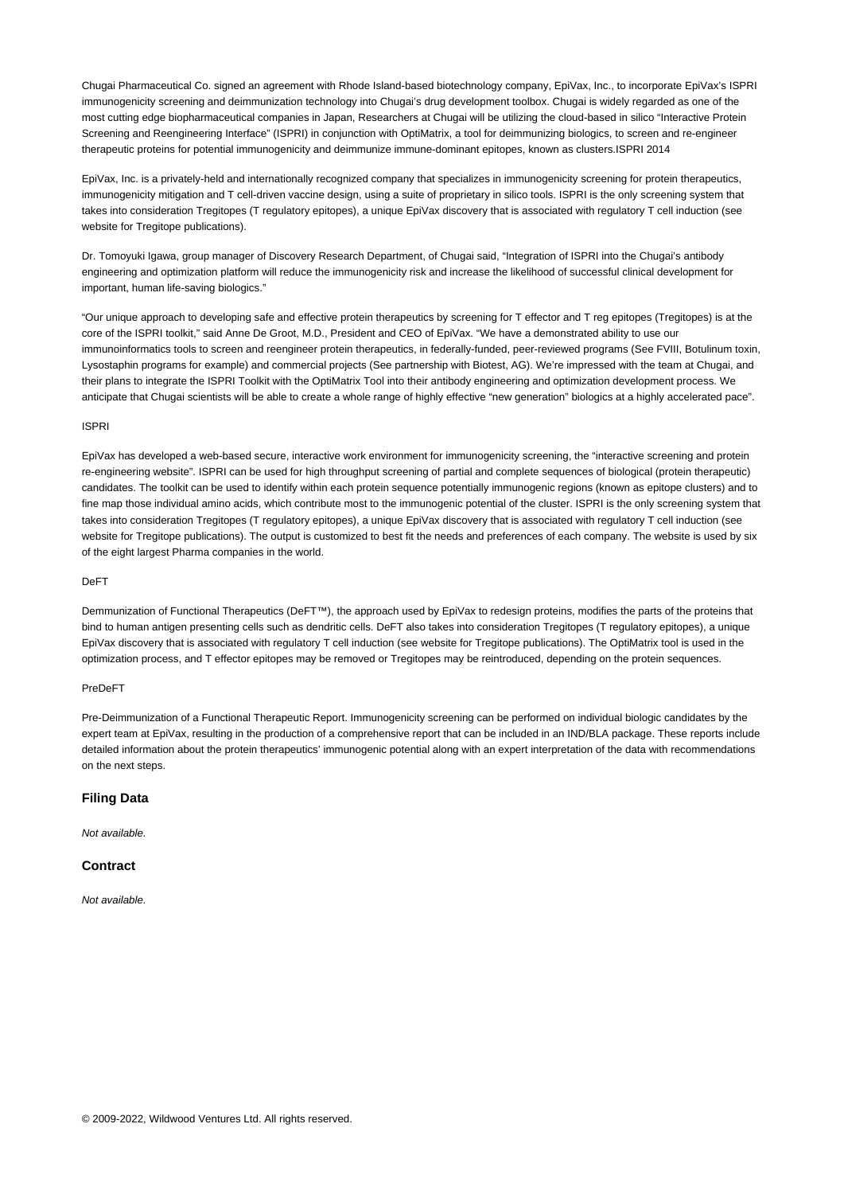Chugai Pharmaceutical Co. signed an agreement with Rhode Island-based biotechnology company, EpiVax, Inc., to incorporate EpiVax's ISPRI immunogenicity screening and deimmunization technology into Chugai's drug development toolbox. Chugai is widely regarded as one of the most cutting edge biopharmaceutical companies in Japan, Researchers at Chugai will be utilizing the cloud-based in silico "Interactive Protein Screening and Reengineering Interface" (ISPRI) in conjunction with OptiMatrix, a tool for deimmunizing biologics, to screen and re-engineer therapeutic proteins for potential immunogenicity and deimmunize immune-dominant epitopes, known as clusters.ISPRI 2014

EpiVax, Inc. is a privately-held and internationally recognized company that specializes in immunogenicity screening for protein therapeutics, immunogenicity mitigation and T cell-driven vaccine design, using a suite of proprietary in silico tools. ISPRI is the only screening system that takes into consideration Tregitopes (T regulatory epitopes), a unique EpiVax discovery that is associated with regulatory T cell induction (see website for Tregitope publications).

Dr. Tomoyuki Igawa, group manager of Discovery Research Department, of Chugai said, "Integration of ISPRI into the Chugai's antibody engineering and optimization platform will reduce the immunogenicity risk and increase the likelihood of successful clinical development for important, human life-saving biologics."

"Our unique approach to developing safe and effective protein therapeutics by screening for T effector and T reg epitopes (Tregitopes) is at the core of the ISPRI toolkit," said Anne De Groot, M.D., President and CEO of EpiVax. "We have a demonstrated ability to use our immunoinformatics tools to screen and reengineer protein therapeutics, in federally-funded, peer-reviewed programs (See FVIII, Botulinum toxin, Lysostaphin programs for example) and commercial projects (See partnership with Biotest, AG). We're impressed with the team at Chugai, and their plans to integrate the ISPRI Toolkit with the OptiMatrix Tool into their antibody engineering and optimization development process. We anticipate that Chugai scientists will be able to create a whole range of highly effective "new generation" biologics at a highly accelerated pace".

ISPRI

EpiVax has developed a web-based secure, interactive work environment for immunogenicity screening, the "interactive screening and protein re-engineering website". ISPRI can be used for high throughput screening of partial and complete sequences of biological (protein therapeutic) candidates. The toolkit can be used to identify within each protein sequence potentially immunogenic regions (known as epitope clusters) and to fine map those individual amino acids, which contribute most to the immunogenic potential of the cluster. ISPRI is the only screening system that takes into consideration Tregitopes (T regulatory epitopes), a unique EpiVax discovery that is associated with regulatory T cell induction (see website for Tregitope publications). The output is customized to best fit the needs and preferences of each company. The website is used by six of the eight largest Pharma companies in the world.

DeFT

Demmunization of Functional Therapeutics (DeFT™), the approach used by EpiVax to redesign proteins, modifies the parts of the proteins that bind to human antigen presenting cells such as dendritic cells. DeFT also takes into consideration Tregitopes (T regulatory epitopes), a unique EpiVax discovery that is associated with regulatory T cell induction (see website for Tregitope publications). The OptiMatrix tool is used in the optimization process, and T effector epitopes may be removed or Tregitopes may be reintroduced, depending on the protein sequences.

PreDeFT

Pre-Deimmunization of a Functional Therapeutic Report. Immunogenicity screening can be performed on individual biologic candidates by the expert team at EpiVax, resulting in the production of a comprehensive report that can be included in an IND/BLA package. These reports include detailed information about the protein therapeutics' immunogenic potential along with an expert interpretation of the data with recommendations on the next steps.

### Filing Data

*Not available.*

### Contract

*Not available.*